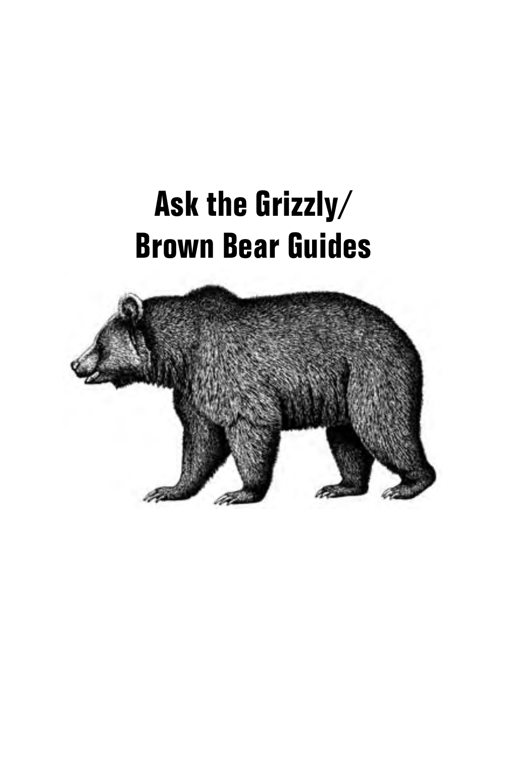# Ask the Grizzly/ Brown Bear Guides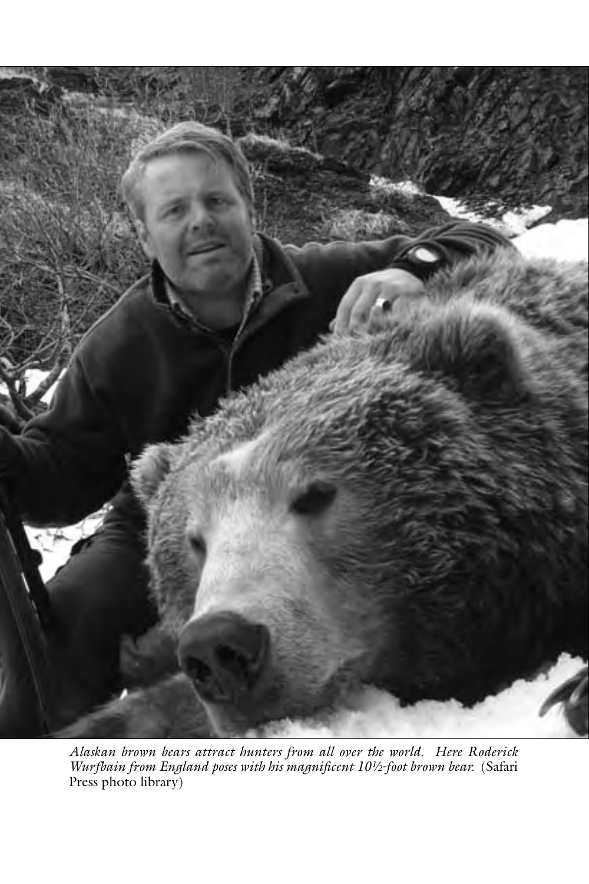*Alaskan brown bears attract hunters from all over the world. Here Roderick Wurfbain from England poses with his magnificent 10½-foot brown bear.* (Safari Press photo library)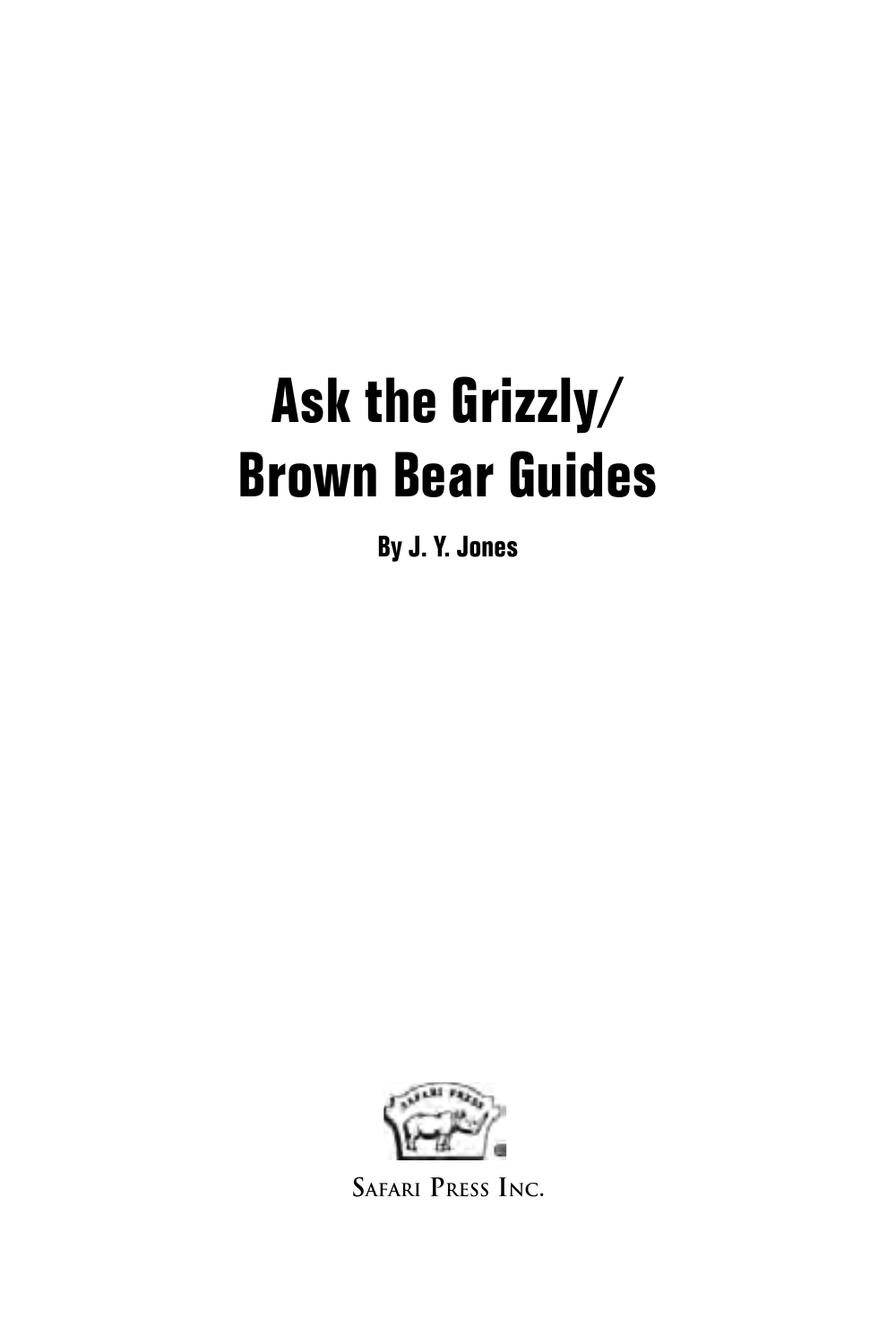# Ask the Grizzly/ Brown Bear Guides

**By J. Y. Jones**

SAFARI PRESS INC.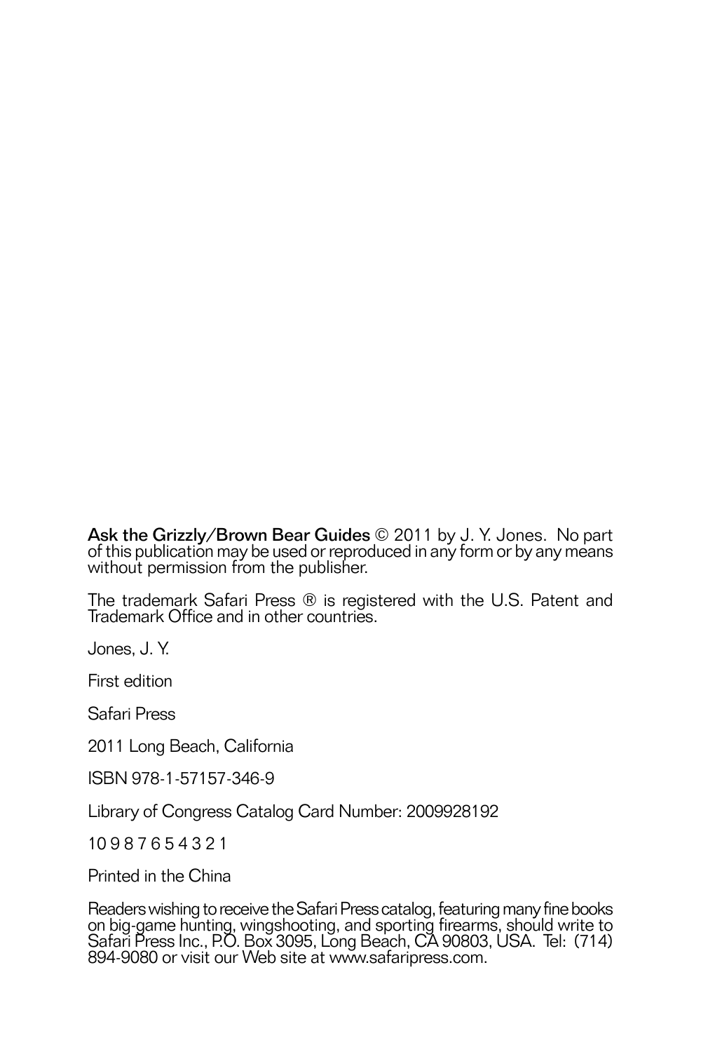**Ask the Grizzly/Brown Bear Guides** © 2011 by J. Y. Jones. No part of this publication may be used or reproduced in any form or by any means without permission from the publisher.

The trademark Safari Press ® is registered with the U.S. Patent and Trademark Office and in other countries.

Jones, J. Y.

First edition

Safari Press

2011 Long Beach, California

ISBN 978-1-57157-346-9

Library of Congress Catalog Card Number: 2009928192

10 9 8 7 6 5 4 3 2 1

Printed in the China

Readers wishing to receive the Safari Press catalog, featuring many fine books on big-game hunting, wingshooting, and sporting firearms, should write to Safari Press Inc., P.O. Box 3095, Long Beach, CA 90803, USA. Tel: (714) 894-9080 or visit our Web site at www.safaripress.com.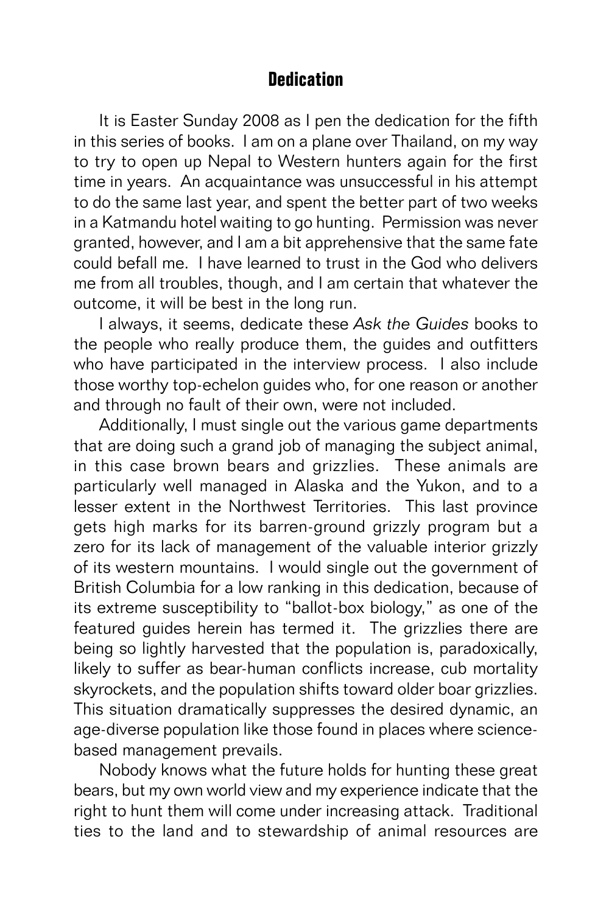## Dedication

It is Easter Sunday 2008 as I pen the dedication for the fifth in this series of books. I am on a plane over Thailand, on my way to try to open up Nepal to Western hunters again for the first time in years. An acquaintance was unsuccessful in his attempt to do the same last year, and spent the better part of two weeks in a Katmandu hotel waiting to go hunting. Permission was never granted, however, and I am a bit apprehensive that the same fate could befall me. I have learned to trust in the God who delivers me from all troubles, though, and I am certain that whatever the outcome, it will be best in the long run.

I always, it seems, dedicate these *Ask the Guides* books to the people who really produce them, the guides and outfitters who have participated in the interview process. I also include those worthy top-echelon guides who, for one reason or another and through no fault of their own, were not included.

Additionally, I must single out the various game departments that are doing such a grand job of managing the subject animal, in this case brown bears and grizzlies. These animals are particularly well managed in Alaska and the Yukon, and to a lesser extent in the Northwest Territories. This last province gets high marks for its barren-ground grizzly program but a zero for its lack of management of the valuable interior grizzly of its western mountains. I would single out the government of British Columbia for a low ranking in this dedication, because of its extreme susceptibility to "ballot-box biology," as one of the featured guides herein has termed it. The grizzlies there are being so lightly harvested that the population is, paradoxically, likely to suffer as bear-human conflicts increase, cub mortality skyrockets, and the population shifts toward older boar grizzlies. This situation dramatically suppresses the desired dynamic, an age-diverse population like those found in places where science-based management prevails.

Nobody knows what the future holds for hunting these great bears, but my own world view and my experience indicate that the right to hunt them will come under increasing attack. Traditional ties to the land and to stewardship of animal resources are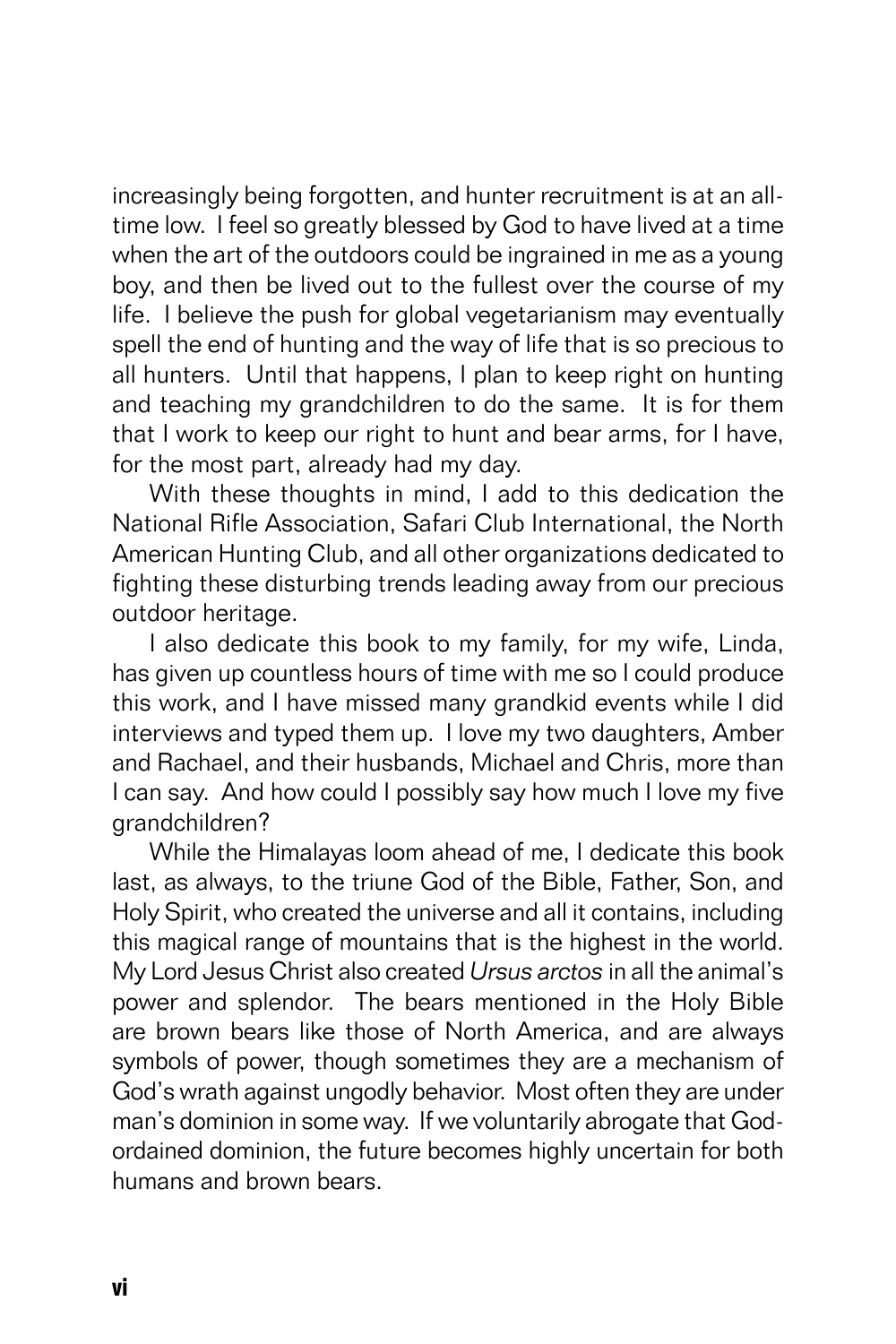increasingly being forgotten, and hunter recruitment is at an all-time low. I feel so greatly blessed by God to have lived at a time when the art of the outdoors could be ingrained in me as a young boy, and then be lived out to the fullest over the course of my life. I believe the push for global vegetarianism may eventually spell the end of hunting and the way of life that is so precious to all hunters. Until that happens, I plan to keep right on hunting and teaching my grandchildren to do the same. It is for them that I work to keep our right to hunt and bear arms, for I have, for the most part, already had my day.

With these thoughts in mind, I add to this dedication the National Rifle Association, Safari Club International, the North American Hunting Club, and all other organizations dedicated to fighting these disturbing trends leading away from our precious outdoor heritage.

I also dedicate this book to my family, for my wife, Linda, has given up countless hours of time with me so I could produce this work, and I have missed many grandkid events while I did interviews and typed them up. I love my two daughters, Amber and Rachael, and their husbands, Michael and Chris, more than I can say. And how could I possibly say how much I love my five grandchildren?

While the Himalayas loom ahead of me, I dedicate this book last, as always, to the triune God of the Bible, Father, Son, and Holy Spirit, who created the universe and all it contains, including this magical range of mountains that is the highest in the world. My Lord Jesus Christ also created *Ursus arctos* in all the animal's power and splendor. The bears mentioned in the Holy Bible are brown bears like those of North America, and are always symbols of power, though sometimes they are a mechanism of God's wrath against ungodly behavior. Most often they are under man's dominion in some way. If we voluntarily abrogate that God-ordained dominion, the future becomes highly uncertain for both humans and brown bears.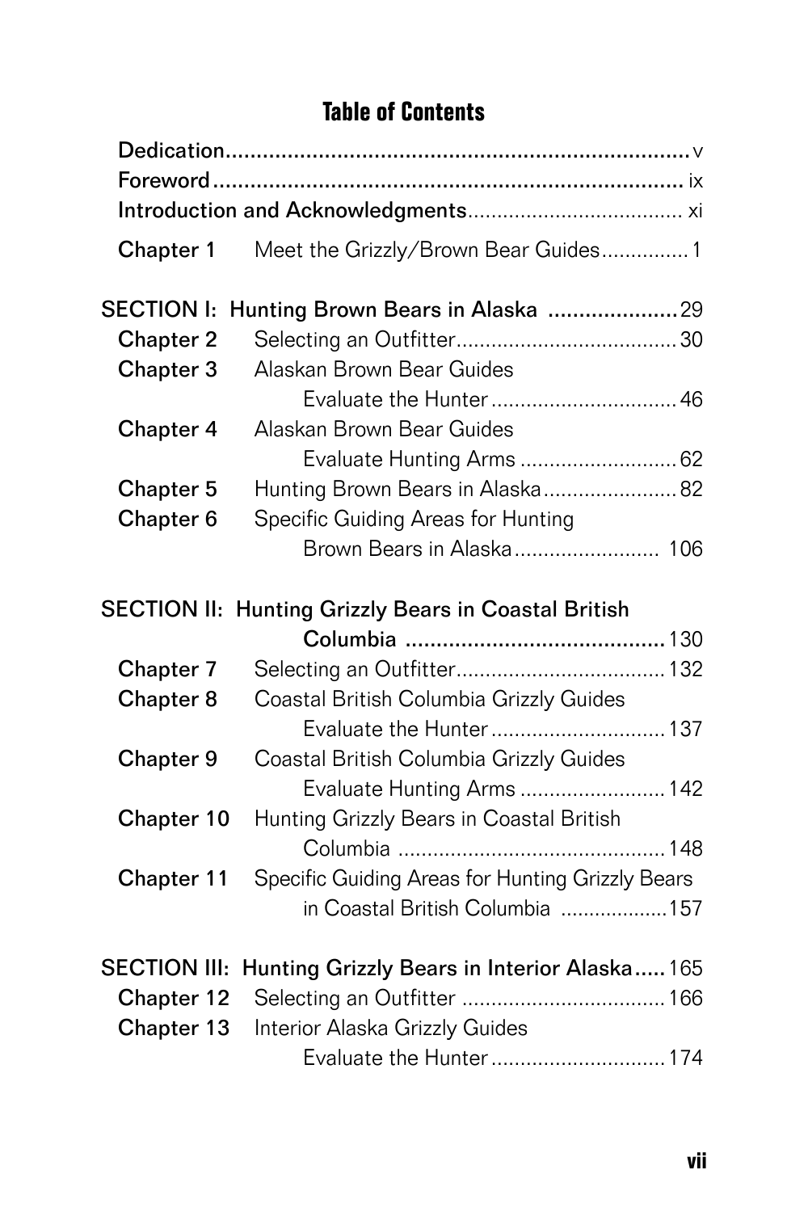## Table of Contents

Dedication.......................................................................v
Foreword......................................................................... ix
Introduction and Acknowledgments.................................... xi

Chapter 1 Meet the Grizzly/Brown Bear Guides...............1

**SECTION I: Hunting Brown Bears in Alaska** .....................29

Chapter 2 Selecting an Outfitter......................................30
Chapter 3 Alaskan Brown Bear Guides Evaluate the Hunter................................46
Chapter 4 Alaskan Brown Bear Guides Evaluate Hunting Arms ...........................62
Chapter 5 Hunting Brown Bears in Alaska.......................82
Chapter 6 Specific Guiding Areas for Hunting Brown Bears in Alaska......................... 106

**SECTION II: Hunting Grizzly Bears in Coastal British Columbia** .........................................130

Chapter 7 Selecting an Outfitter....................................132
Chapter 8 Coastal British Columbia Grizzly Guides Evaluate the Hunter..............................137
Chapter 9 Coastal British Columbia Grizzly Guides Evaluate Hunting Arms .........................142
Chapter 10 Hunting Grizzly Bears in Coastal British Columbia .............................................148
Chapter 11 Specific Guiding Areas for Hunting Grizzly Bears in Coastal British Columbia ..................157

**SECTION III: Hunting Grizzly Bears in Interior Alaska**.....165

Chapter 12 Selecting an Outfitter ...................................166
Chapter 13 Interior Alaska Grizzly Guides Evaluate the Hunter..............................174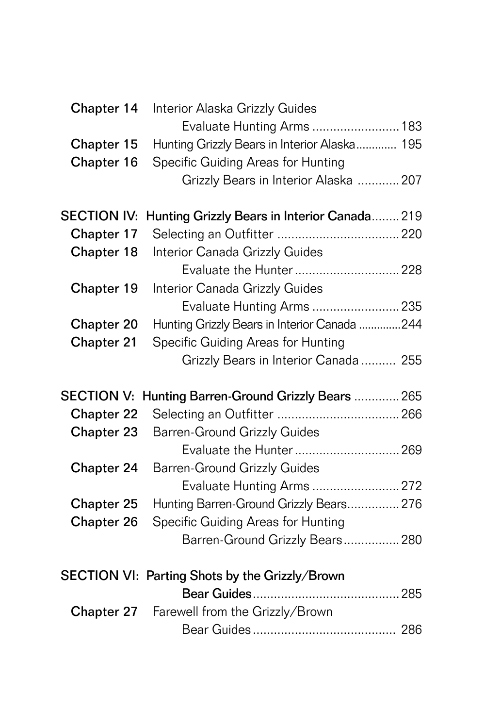Chapter 14 Interior Alaska Grizzly Guides Evaluate Hunting Arms ......................... 183

Chapter 15 Hunting Grizzly Bears in Interior Alaska............. 195

Chapter 16 Specific Guiding Areas for Hunting Grizzly Bears in Interior Alaska ............ 207

**SECTION IV: Hunting Grizzly Bears in Interior Canada**........ 219

Chapter 17 Selecting an Outfitter .................................. 220

Chapter 18 Interior Canada Grizzly Guides Evaluate the Hunter .............................. 228

Chapter 19 Interior Canada Grizzly Guides Evaluate Hunting Arms ......................... 235

Chapter 20 Hunting Grizzly Bears in Interior Canada .............244

Chapter 21 Specific Guiding Areas for Hunting Grizzly Bears in Interior Canada .......... 255

**SECTION V: Hunting Barren-Ground Grizzly Bears** ............. 265

Chapter 22 Selecting an Outfitter .................................. 266

Chapter 23 Barren-Ground Grizzly Guides Evaluate the Hunter .............................. 269

Chapter 24 Barren-Ground Grizzly Guides Evaluate Hunting Arms ......................... 272

Chapter 25 Hunting Barren-Ground Grizzly Bears............... 276

Chapter 26 Specific Guiding Areas for Hunting Barren-Ground Grizzly Bears................ 280

**SECTION VI: Parting Shots by the Grizzly/Brown Bear Guides**.......................................... 285

Chapter 27 Farewell from the Grizzly/Brown Bear Guides ......................................... 286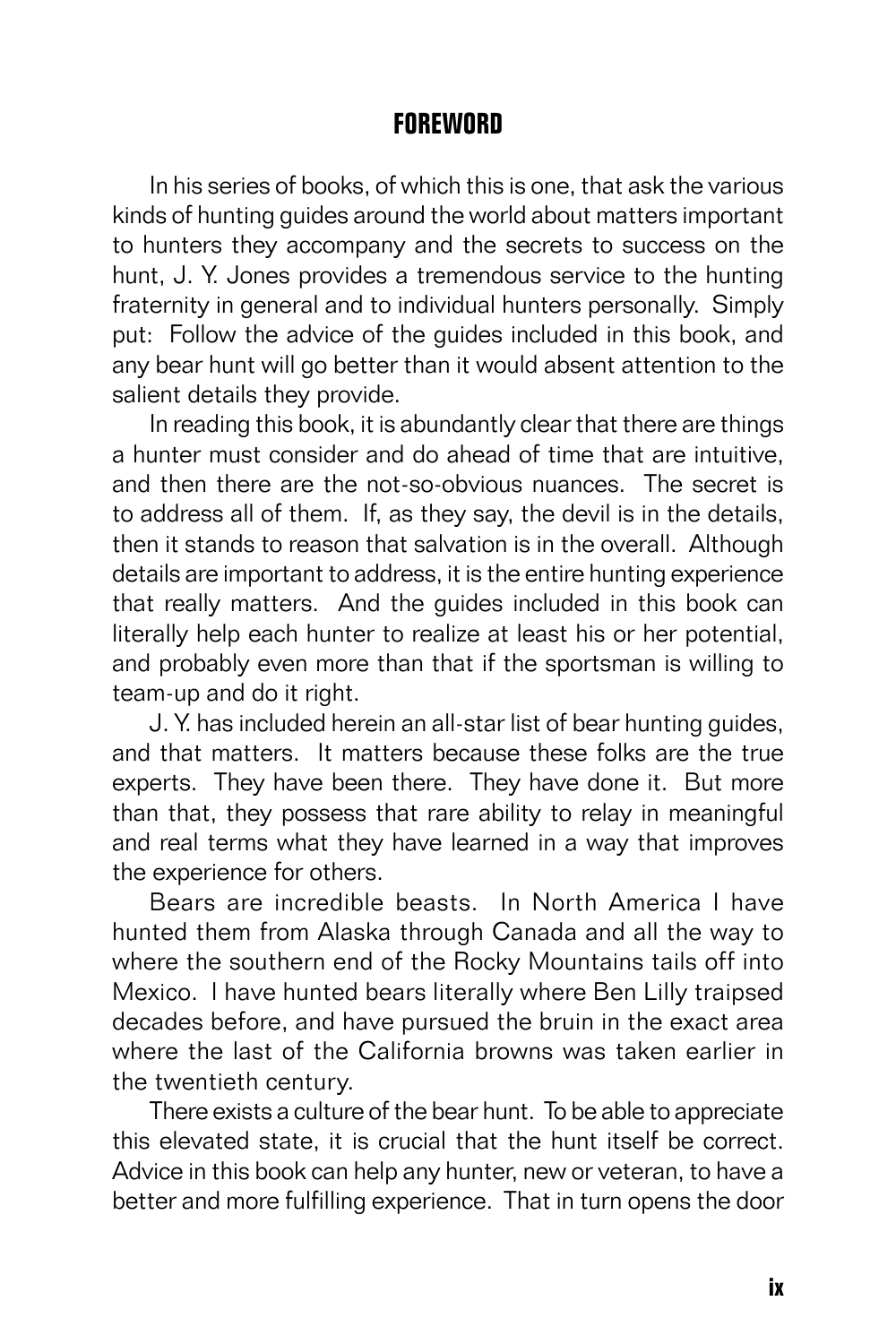## FOREWORD

In his series of books, of which this is one, that ask the various kinds of hunting guides around the world about matters important to hunters they accompany and the secrets to success on the hunt, J. Y. Jones provides a tremendous service to the hunting fraternity in general and to individual hunters personally. Simply put: Follow the advice of the guides included in this book, and any bear hunt will go better than it would absent attention to the salient details they provide.

In reading this book, it is abundantly clear that there are things a hunter must consider and do ahead of time that are intuitive, and then there are the not-so-obvious nuances. The secret is to address all of them. If, as they say, the devil is in the details, then it stands to reason that salvation is in the overall. Although details are important to address, it is the entire hunting experience that really matters. And the guides included in this book can literally help each hunter to realize at least his or her potential, and probably even more than that if the sportsman is willing to team-up and do it right.

J. Y. has included herein an all-star list of bear hunting guides, and that matters. It matters because these folks are the true experts. They have been there. They have done it. But more than that, they possess that rare ability to relay in meaningful and real terms what they have learned in a way that improves the experience for others.

Bears are incredible beasts. In North America I have hunted them from Alaska through Canada and all the way to where the southern end of the Rocky Mountains tails off into Mexico. I have hunted bears literally where Ben Lilly traipsed decades before, and have pursued the bruin in the exact area where the last of the California browns was taken earlier in the twentieth century.

There exists a culture of the bear hunt. To be able to appreciate this elevated state, it is crucial that the hunt itself be correct. Advice in this book can help any hunter, new or veteran, to have a better and more fulfilling experience. That in turn opens the door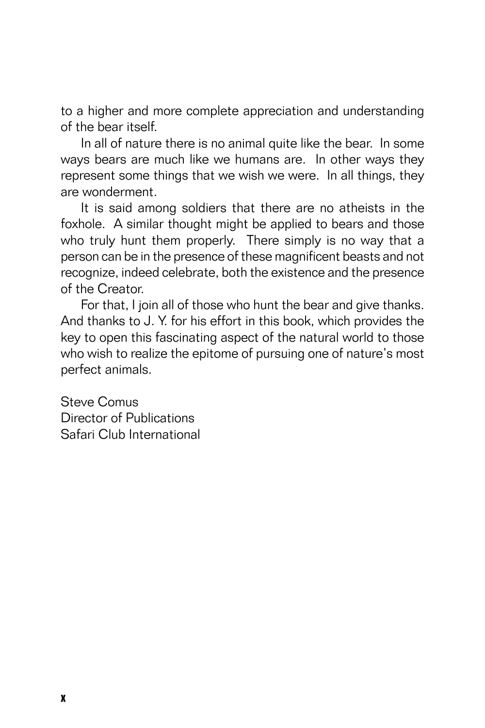to a higher and more complete appreciation and understanding of the bear itself.

In all of nature there is no animal quite like the bear. In some ways bears are much like we humans are. In other ways they represent some things that we wish we were. In all things, they are wonderment.

It is said among soldiers that there are no atheists in the foxhole. A similar thought might be applied to bears and those who truly hunt them properly. There simply is no way that a person can be in the presence of these magnificent beasts and not recognize, indeed celebrate, both the existence and the presence of the Creator.

For that, I join all of those who hunt the bear and give thanks. And thanks to J. Y. for his effort in this book, which provides the key to open this fascinating aspect of the natural world to those who wish to realize the epitome of pursuing one of nature's most perfect animals.

Steve Comus
Director of Publications
Safari Club International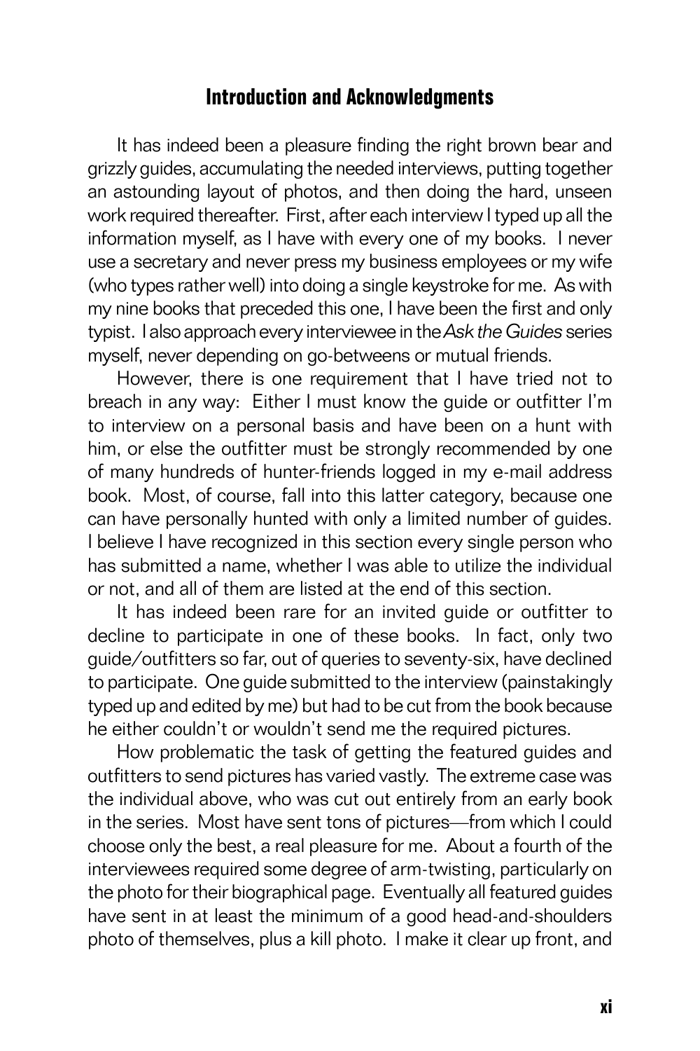## Introduction and Acknowledgments

It has indeed been a pleasure finding the right brown bear and grizzly guides, accumulating the needed interviews, putting together an astounding layout of photos, and then doing the hard, unseen work required thereafter. First, after each interview I typed up all the information myself, as I have with every one of my books. I never use a secretary and never press my business employees or my wife (who types rather well) into doing a single keystroke for me. As with my nine books that preceded this one, I have been the first and only typist. I also approach every interviewee in the *Ask the Guides* series myself, never depending on go-betweens or mutual friends.

However, there is one requirement that I have tried not to breach in any way: Either I must know the guide or outfitter I'm to interview on a personal basis and have been on a hunt with him, or else the outfitter must be strongly recommended by one of many hundreds of hunter-friends logged in my e-mail address book. Most, of course, fall into this latter category, because one can have personally hunted with only a limited number of guides. I believe I have recognized in this section every single person who has submitted a name, whether I was able to utilize the individual or not, and all of them are listed at the end of this section.

It has indeed been rare for an invited guide or outfitter to decline to participate in one of these books. In fact, only two guide/outfitters so far, out of queries to seventy-six, have declined to participate. One guide submitted to the interview (painstakingly typed up and edited by me) but had to be cut from the book because he either couldn't or wouldn't send me the required pictures.

How problematic the task of getting the featured guides and outfitters to send pictures has varied vastly. The extreme case was the individual above, who was cut out entirely from an early book in the series. Most have sent tons of pictures—from which I could choose only the best, a real pleasure for me. About a fourth of the interviewees required some degree of arm-twisting, particularly on the photo for their biographical page. Eventually all featured guides have sent in at least the minimum of a good head-and-shoulders photo of themselves, plus a kill photo. I make it clear up front, and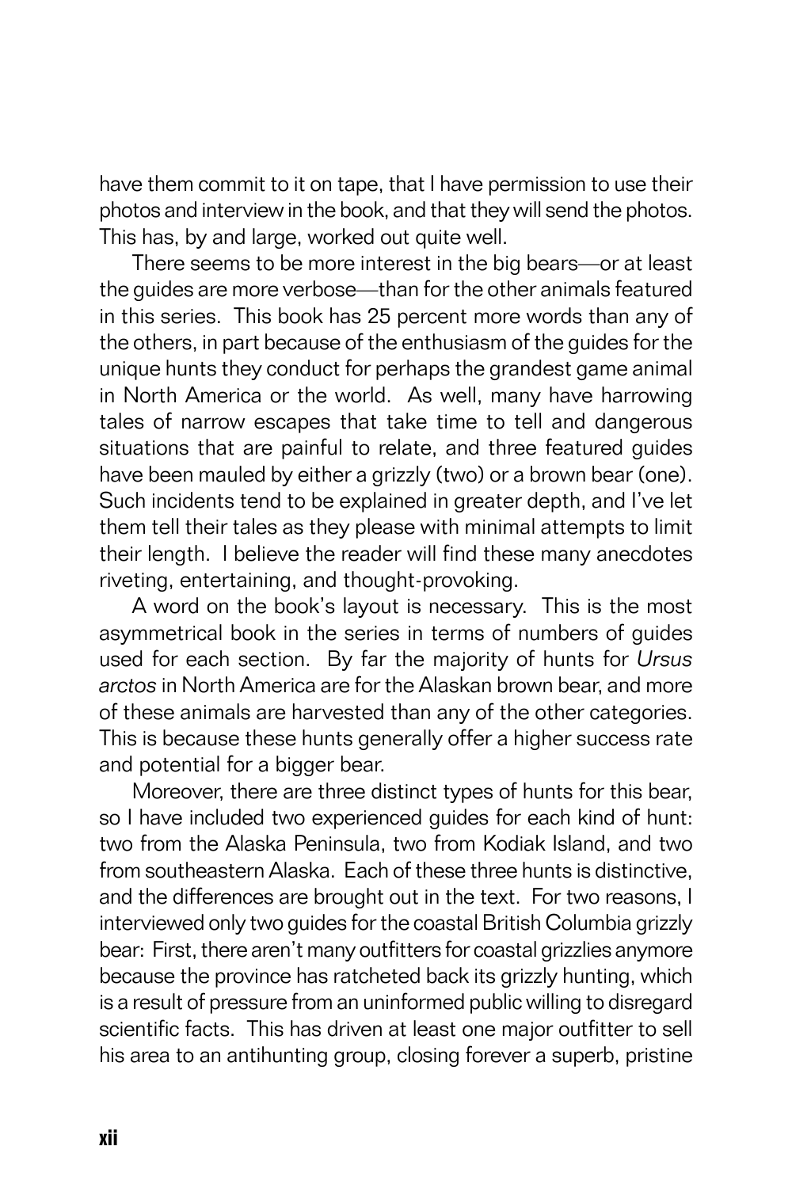have them commit to it on tape, that I have permission to use their photos and interview in the book, and that they will send the photos. This has, by and large, worked out quite well.

There seems to be more interest in the big bears—or at least the guides are more verbose—than for the other animals featured in this series. This book has 25 percent more words than any of the others, in part because of the enthusiasm of the guides for the unique hunts they conduct for perhaps the grandest game animal in North America or the world. As well, many have harrowing tales of narrow escapes that take time to tell and dangerous situations that are painful to relate, and three featured guides have been mauled by either a grizzly (two) or a brown bear (one). Such incidents tend to be explained in greater depth, and I've let them tell their tales as they please with minimal attempts to limit their length. I believe the reader will find these many anecdotes riveting, entertaining, and thought-provoking.

A word on the book's layout is necessary. This is the most asymmetrical book in the series in terms of numbers of guides used for each section. By far the majority of hunts for *Ursus arctos* in North America are for the Alaskan brown bear, and more of these animals are harvested than any of the other categories. This is because these hunts generally offer a higher success rate and potential for a bigger bear.

Moreover, there are three distinct types of hunts for this bear, so I have included two experienced guides for each kind of hunt: two from the Alaska Peninsula, two from Kodiak Island, and two from southeastern Alaska. Each of these three hunts is distinctive, and the differences are brought out in the text. For two reasons, I interviewed only two guides for the coastal British Columbia grizzly bear: First, there aren't many outfitters for coastal grizzlies anymore because the province has ratcheted back its grizzly hunting, which is a result of pressure from an uninformed public willing to disregard scientific facts. This has driven at least one major outfitter to sell his area to an antihunting group, closing forever a superb, pristine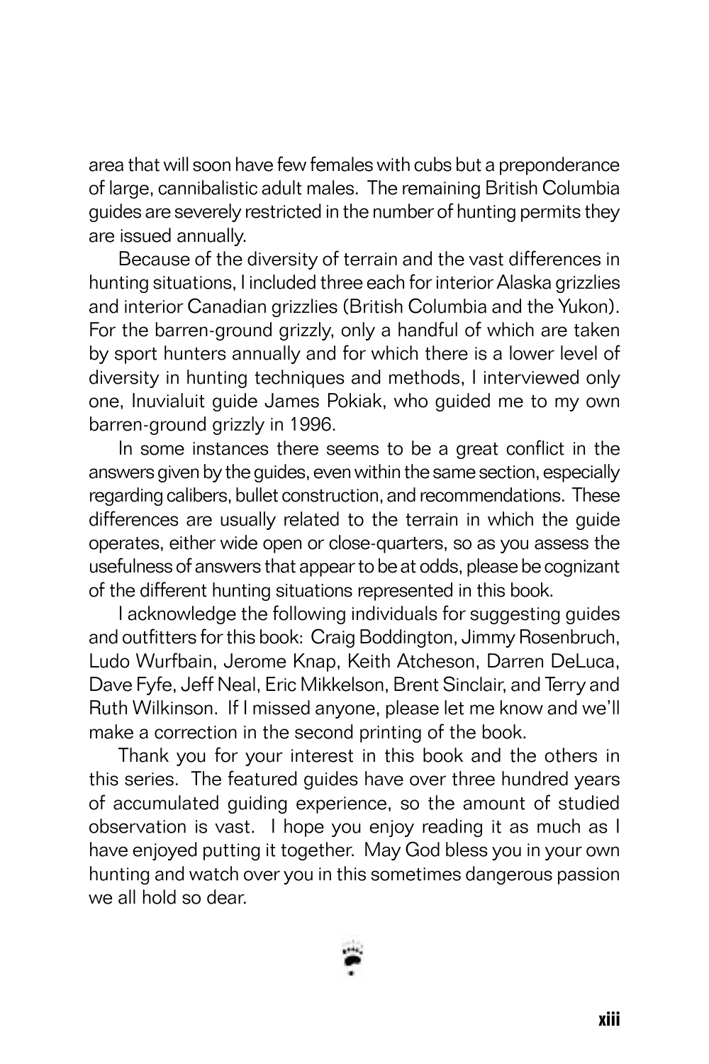area that will soon have few females with cubs but a preponderance of large, cannibalistic adult males. The remaining British Columbia guides are severely restricted in the number of hunting permits they are issued annually.

Because of the diversity of terrain and the vast differences in hunting situations, I included three each for interior Alaska grizzlies and interior Canadian grizzlies (British Columbia and the Yukon). For the barren-ground grizzly, only a handful of which are taken by sport hunters annually and for which there is a lower level of diversity in hunting techniques and methods, I interviewed only one, Inuvialuit guide James Pokiak, who guided me to my own barren-ground grizzly in 1996.

In some instances there seems to be a great conflict in the answers given by the guides, even within the same section, especially regarding calibers, bullet construction, and recommendations. These differences are usually related to the terrain in which the guide operates, either wide open or close-quarters, so as you assess the usefulness of answers that appear to be at odds, please be cognizant of the different hunting situations represented in this book.

I acknowledge the following individuals for suggesting guides and outfitters for this book: Craig Boddington, Jimmy Rosenbruch, Ludo Wurfbain, Jerome Knap, Keith Atcheson, Darren DeLuca, Dave Fyfe, Jeff Neal, Eric Mikkelson, Brent Sinclair, and Terry and Ruth Wilkinson. If I missed anyone, please let me know and we'll make a correction in the second printing of the book.

Thank you for your interest in this book and the others in this series. The featured guides have over three hundred years of accumulated guiding experience, so the amount of studied observation is vast. I hope you enjoy reading it as much as I have enjoyed putting it together. May God bless you in your own hunting and watch over you in this sometimes dangerous passion we all hold so dear.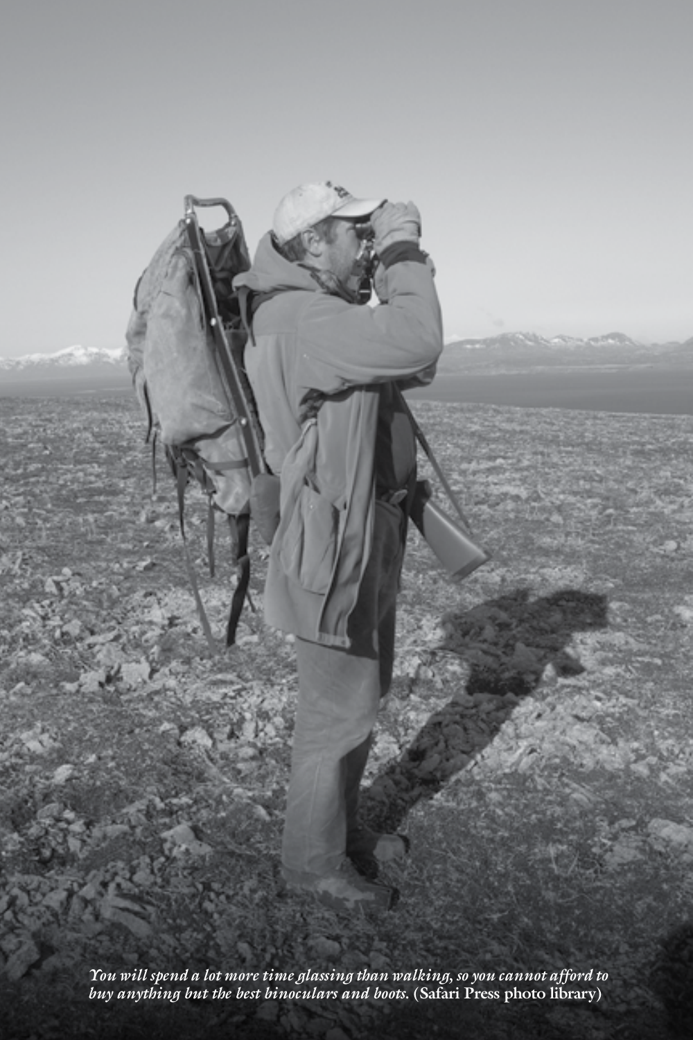*You will spend a lot more time glassing than walking, so you cannot afford to buy anything but the best binoculars and boots.* **(Safari Press photo library)**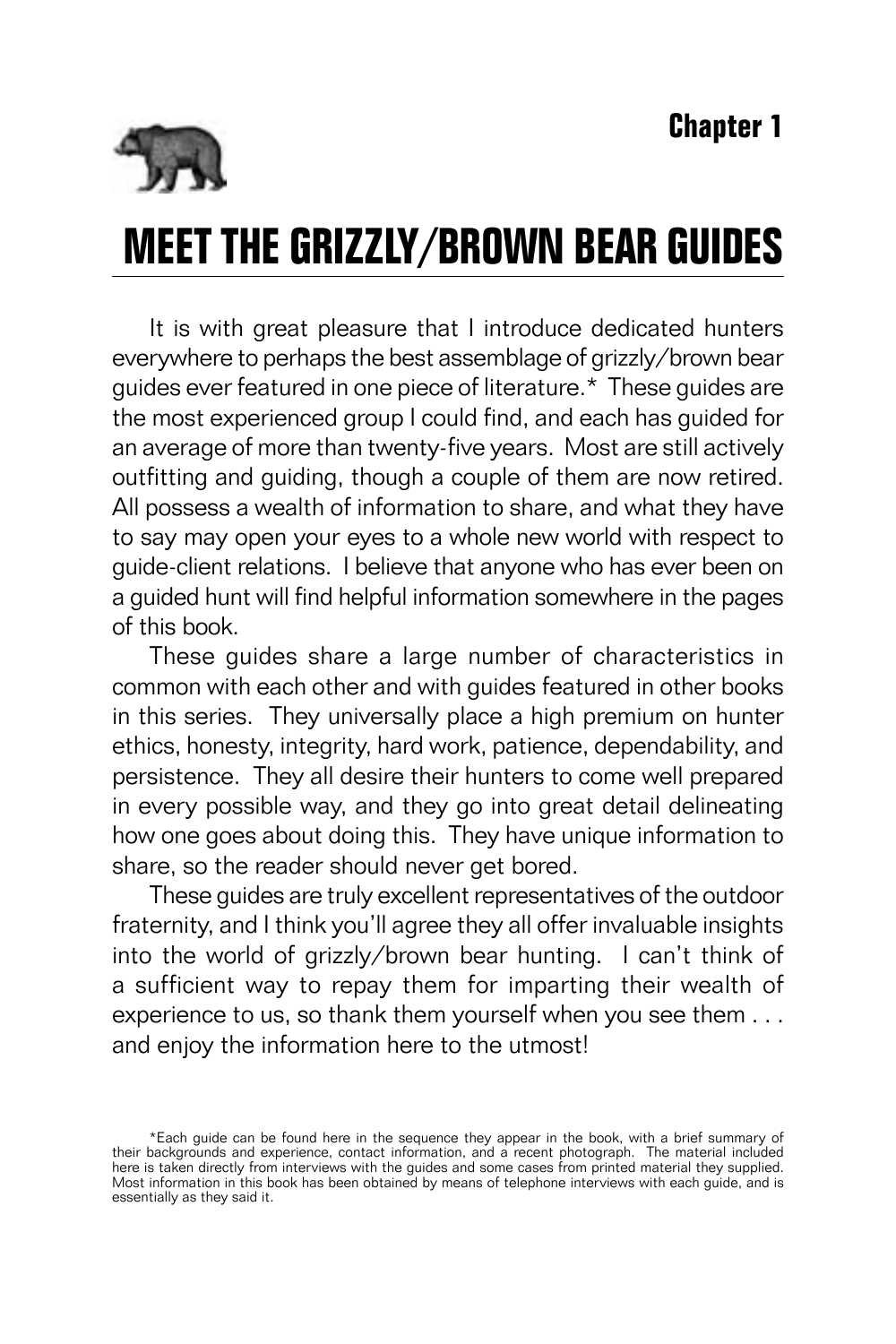Chapter 1

# MEET THE GRIZZLY/BROWN BEAR GUIDES

It is with great pleasure that I introduce dedicated hunters everywhere to perhaps the best assemblage of grizzly/brown bear guides ever featured in one piece of literature.* These guides are the most experienced group I could find, and each has guided for an average of more than twenty-five years. Most are still actively outfitting and guiding, though a couple of them are now retired. All possess a wealth of information to share, and what they have to say may open your eyes to a whole new world with respect to guide-client relations. I believe that anyone who has ever been on a guided hunt will find helpful information somewhere in the pages of this book.

These guides share a large number of characteristics in common with each other and with guides featured in other books in this series. They universally place a high premium on hunter ethics, honesty, integrity, hard work, patience, dependability, and persistence. They all desire their hunters to come well prepared in every possible way, and they go into great detail delineating how one goes about doing this. They have unique information to share, so the reader should never get bored.

These guides are truly excellent representatives of the outdoor fraternity, and I think you'll agree they all offer invaluable insights into the world of grizzly/brown bear hunting. I can't think of a sufficient way to repay them for imparting their wealth of experience to us, so thank them yourself when you see them . . . and enjoy the information here to the utmost!

*Each guide can be found here in the sequence they appear in the book, with a brief summary of their backgrounds and experience, contact information, and a recent photograph. The material included here is taken directly from interviews with the guides and some cases from printed material they supplied. Most information in this book has been obtained by means of telephone interviews with each guide, and is essentially as they said it.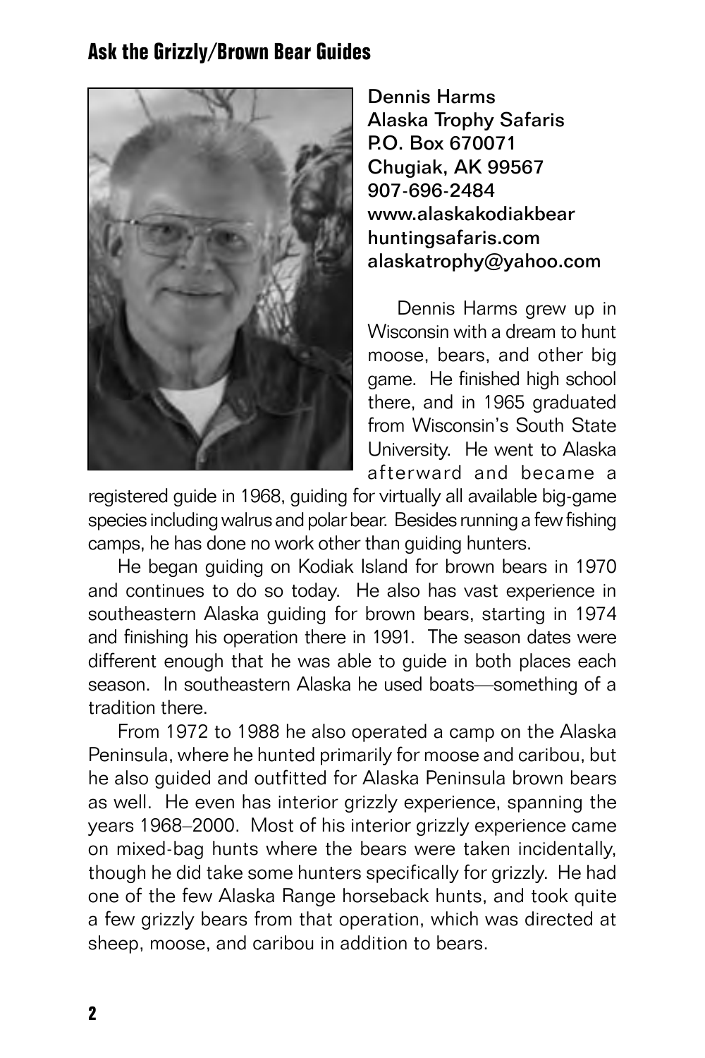## Ask the Grizzly/Brown Bear Guides

Dennis Harms
Alaska Trophy Safaris
P.O. Box 670071
Chugiak, AK 99567
907-696-2484
www.alaskakodiakbear huntingsafaris.com
alaskatrophy@yahoo.com

Dennis Harms grew up in Wisconsin with a dream to hunt moose, bears, and other big game. He finished high school there, and in 1965 graduated from Wisconsin's South State University. He went to Alaska afterward and became a registered guide in 1968, guiding for virtually all available big-game species including walrus and polar bear. Besides running a few fishing camps, he has done no work other than guiding hunters.

He began guiding on Kodiak Island for brown bears in 1970 and continues to do so today. He also has vast experience in southeastern Alaska guiding for brown bears, starting in 1974 and finishing his operation there in 1991. The season dates were different enough that he was able to guide in both places each season. In southeastern Alaska he used boats—something of a tradition there.

From 1972 to 1988 he also operated a camp on the Alaska Peninsula, where he hunted primarily for moose and caribou, but he also guided and outfitted for Alaska Peninsula brown bears as well. He even has interior grizzly experience, spanning the years 1968–2000. Most of his interior grizzly experience came on mixed-bag hunts where the bears were taken incidentally, though he did take some hunters specifically for grizzly. He had one of the few Alaska Range horseback hunts, and took quite a few grizzly bears from that operation, which was directed at sheep, moose, and caribou in addition to bears.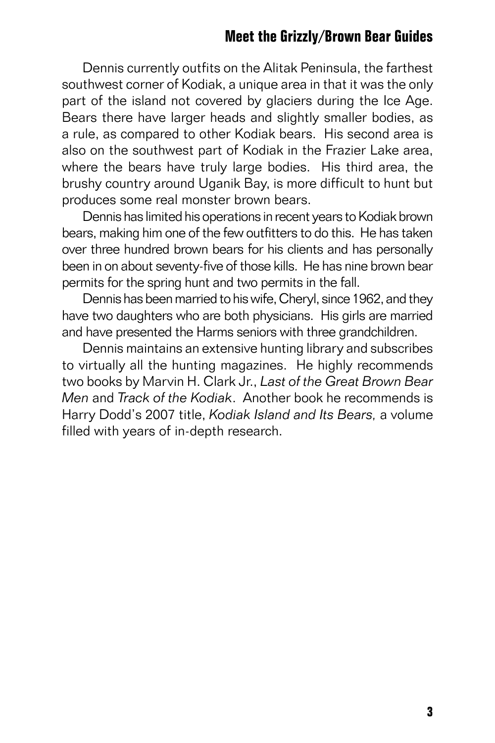Dennis currently outfits on the Alitak Peninsula, the farthest southwest corner of Kodiak, a unique area in that it was the only part of the island not covered by glaciers during the Ice Age. Bears there have larger heads and slightly smaller bodies, as a rule, as compared to other Kodiak bears. His second area is also on the southwest part of Kodiak in the Frazier Lake area, where the bears have truly large bodies. His third area, the brushy country around Uganik Bay, is more difficult to hunt but produces some real monster brown bears.

Dennis has limited his operations in recent years to Kodiak brown bears, making him one of the few outfitters to do this. He has taken over three hundred brown bears for his clients and has personally been in on about seventy-five of those kills. He has nine brown bear permits for the spring hunt and two permits in the fall.

Dennis has been married to his wife, Cheryl, since 1962, and they have two daughters who are both physicians. His girls are married and have presented the Harms seniors with three grandchildren.

Dennis maintains an extensive hunting library and subscribes to virtually all the hunting magazines. He highly recommends two books by Marvin H. Clark Jr., *Last of the Great Brown Bear Men* and *Track of the Kodiak*. Another book he recommends is Harry Dodd's 2007 title, *Kodiak Island and Its Bears,* a volume filled with years of in-depth research.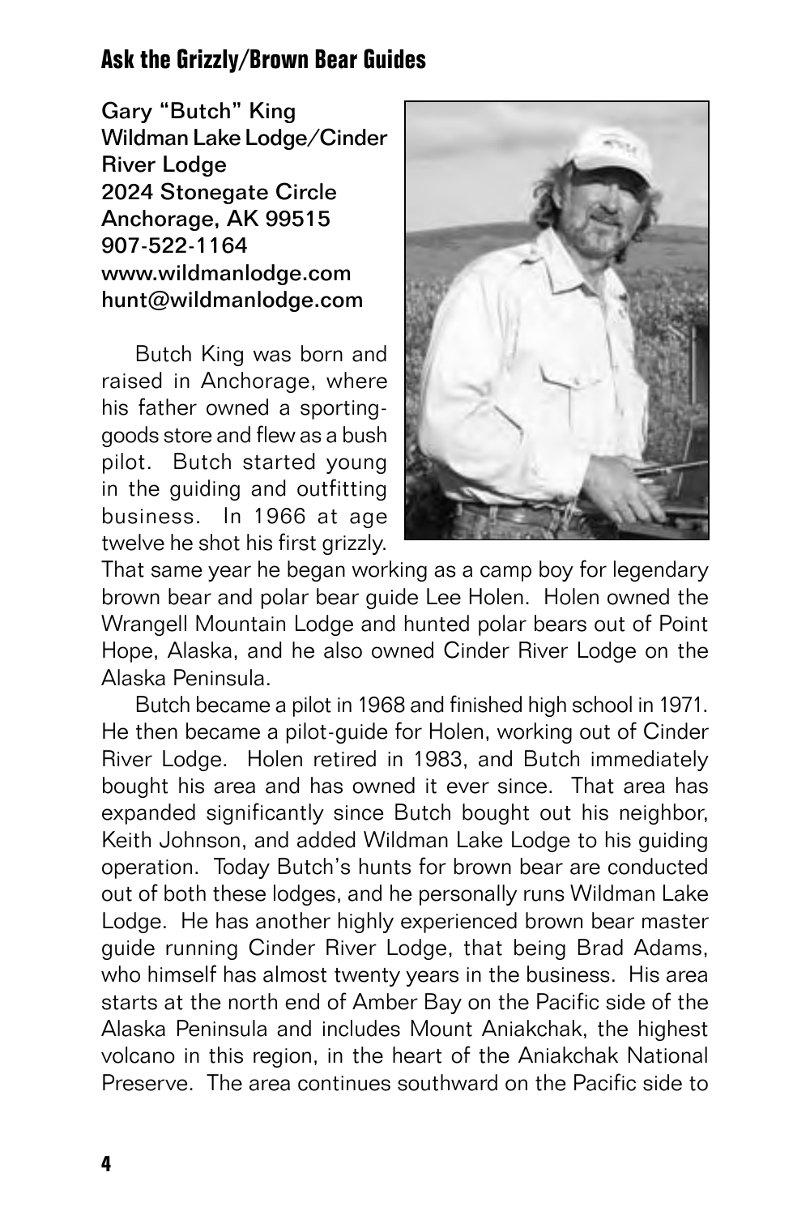## Ask the Grizzly/Brown Bear Guides

**Gary "Butch" King**
**Wildman Lake Lodge/Cinder River Lodge**
**2024 Stonegate Circle**
**Anchorage, AK 99515**
**907-522-1164**
**www.wildmanlodge.com**
**hunt@wildmanlodge.com**

Butch King was born and raised in Anchorage, where his father owned a sporting-goods store and flew as a bush pilot. Butch started young in the guiding and outfitting business. In 1966 at age twelve he shot his first grizzly. That same year he began working as a camp boy for legendary brown bear and polar bear guide Lee Holen. Holen owned the Wrangell Mountain Lodge and hunted polar bears out of Point Hope, Alaska, and he also owned Cinder River Lodge on the Alaska Peninsula.

Butch became a pilot in 1968 and finished high school in 1971. He then became a pilot-guide for Holen, working out of Cinder River Lodge. Holen retired in 1983, and Butch immediately bought his area and has owned it ever since. That area has expanded significantly since Butch bought out his neighbor, Keith Johnson, and added Wildman Lake Lodge to his guiding operation. Today Butch's hunts for brown bear are conducted out of both these lodges, and he personally runs Wildman Lake Lodge. He has another highly experienced brown bear master guide running Cinder River Lodge, that being Brad Adams, who himself has almost twenty years in the business. His area starts at the north end of Amber Bay on the Pacific side of the Alaska Peninsula and includes Mount Aniakchak, the highest volcano in this region, in the heart of the Aniakchak National Preserve. The area continues southward on the Pacific side to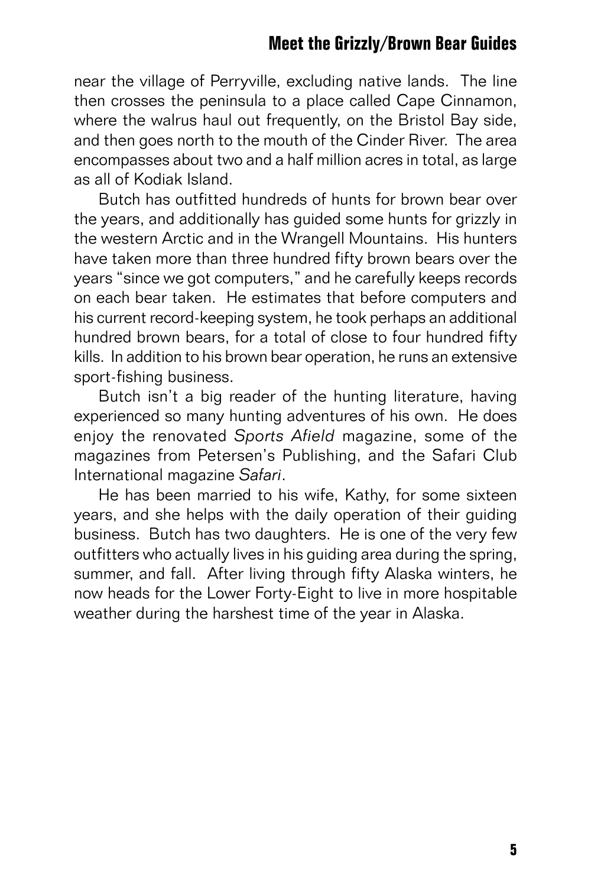near the village of Perryville, excluding native lands. The line then crosses the peninsula to a place called Cape Cinnamon, where the walrus haul out frequently, on the Bristol Bay side, and then goes north to the mouth of the Cinder River. The area encompasses about two and a half million acres in total, as large as all of Kodiak Island.

Butch has outfitted hundreds of hunts for brown bear over the years, and additionally has guided some hunts for grizzly in the western Arctic and in the Wrangell Mountains. His hunters have taken more than three hundred fifty brown bears over the years "since we got computers," and he carefully keeps records on each bear taken. He estimates that before computers and his current record-keeping system, he took perhaps an additional hundred brown bears, for a total of close to four hundred fifty kills. In addition to his brown bear operation, he runs an extensive sport-fishing business.

Butch isn't a big reader of the hunting literature, having experienced so many hunting adventures of his own. He does enjoy the renovated *Sports Afield* magazine, some of the magazines from Petersen's Publishing, and the Safari Club International magazine *Safari*.

He has been married to his wife, Kathy, for some sixteen years, and she helps with the daily operation of their guiding business. Butch has two daughters. He is one of the very few outfitters who actually lives in his guiding area during the spring, summer, and fall. After living through fifty Alaska winters, he now heads for the Lower Forty-Eight to live in more hospitable weather during the harshest time of the year in Alaska.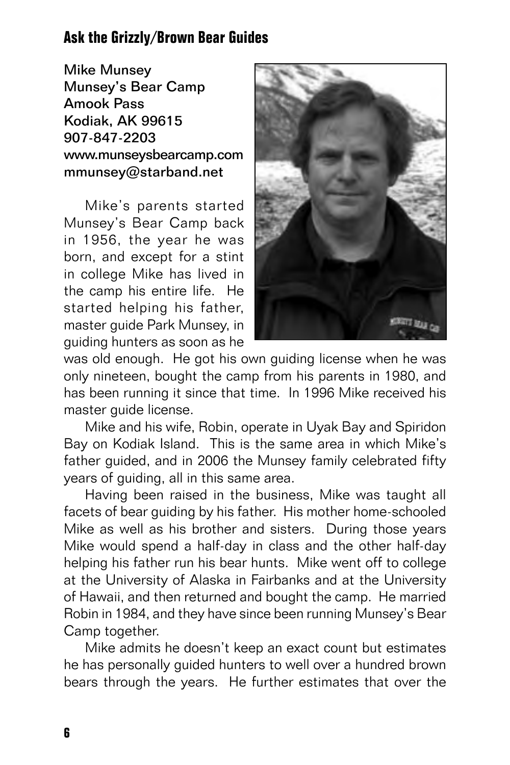## Ask the Grizzly/Brown Bear Guides

Mike Munsey
Munsey's Bear Camp
Amook Pass
Kodiak, AK 99615
907-847-2203
www.munseysbearcamp.com
mmunsey@starband.net

Mike's parents started Munsey's Bear Camp back in 1956, the year he was born, and except for a stint in college Mike has lived in the camp his entire life. He started helping his father, master guide Park Munsey, in guiding hunters as soon as he was old enough. He got his own guiding license when he was only nineteen, bought the camp from his parents in 1980, and has been running it since that time. In 1996 Mike received his master guide license.

Mike and his wife, Robin, operate in Uyak Bay and Spiridon Bay on Kodiak Island. This is the same area in which Mike's father guided, and in 2006 the Munsey family celebrated fifty years of guiding, all in this same area.

Having been raised in the business, Mike was taught all facets of bear guiding by his father. His mother home-schooled Mike as well as his brother and sisters. During those years Mike would spend a half-day in class and the other half-day helping his father run his bear hunts. Mike went off to college at the University of Alaska in Fairbanks and at the University of Hawaii, and then returned and bought the camp. He married Robin in 1984, and they have since been running Munsey's Bear Camp together.

Mike admits he doesn't keep an exact count but estimates he has personally guided hunters to well over a hundred brown bears through the years. He further estimates that over the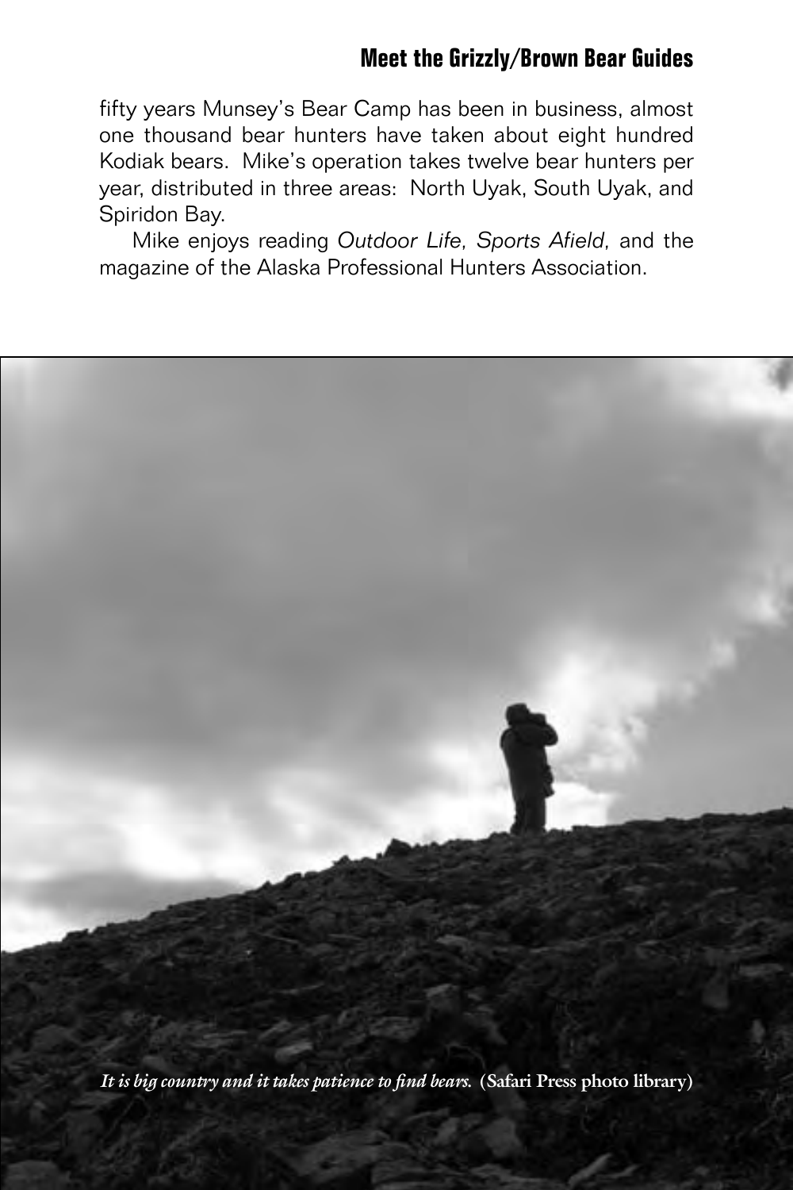fifty years Munsey's Bear Camp has been in business, almost one thousand bear hunters have taken about eight hundred Kodiak bears. Mike's operation takes twelve bear hunters per year, distributed in three areas: North Uyak, South Uyak, and Spiridon Bay.

Mike enjoys reading *Outdoor Life*, *Sports Afield*, and the magazine of the Alaska Professional Hunters Association.

*It is big country and it takes patience to find bears.* **(Safari Press photo library)**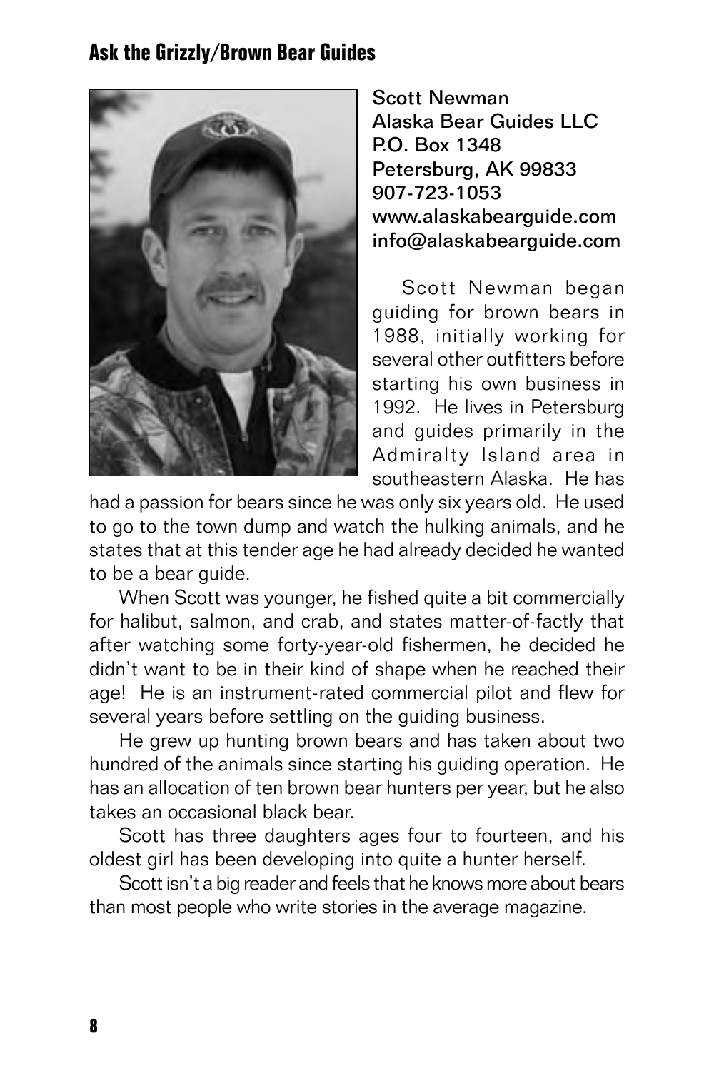## Ask the Grizzly/Brown Bear Guides

Scott Newman
Alaska Bear Guides LLC
P.O. Box 1348
Petersburg, AK 99833
907-723-1053
www.alaskabearguide.com
info@alaskabearguide.com

Scott Newman began guiding for brown bears in 1988, initially working for several other outfitters before starting his own business in 1992. He lives in Petersburg and guides primarily in the Admiralty Island area in southeastern Alaska. He has had a passion for bears since he was only six years old. He used to go to the town dump and watch the hulking animals, and he states that at this tender age he had already decided he wanted to be a bear guide.

When Scott was younger, he fished quite a bit commercially for halibut, salmon, and crab, and states matter-of-factly that after watching some forty-year-old fishermen, he decided he didn't want to be in their kind of shape when he reached their age! He is an instrument-rated commercial pilot and flew for several years before settling on the guiding business.

He grew up hunting brown bears and has taken about two hundred of the animals since starting his guiding operation. He has an allocation of ten brown bear hunters per year, but he also takes an occasional black bear.

Scott has three daughters ages four to fourteen, and his oldest girl has been developing into quite a hunter herself.

Scott isn't a big reader and feels that he knows more about bears than most people who write stories in the average magazine.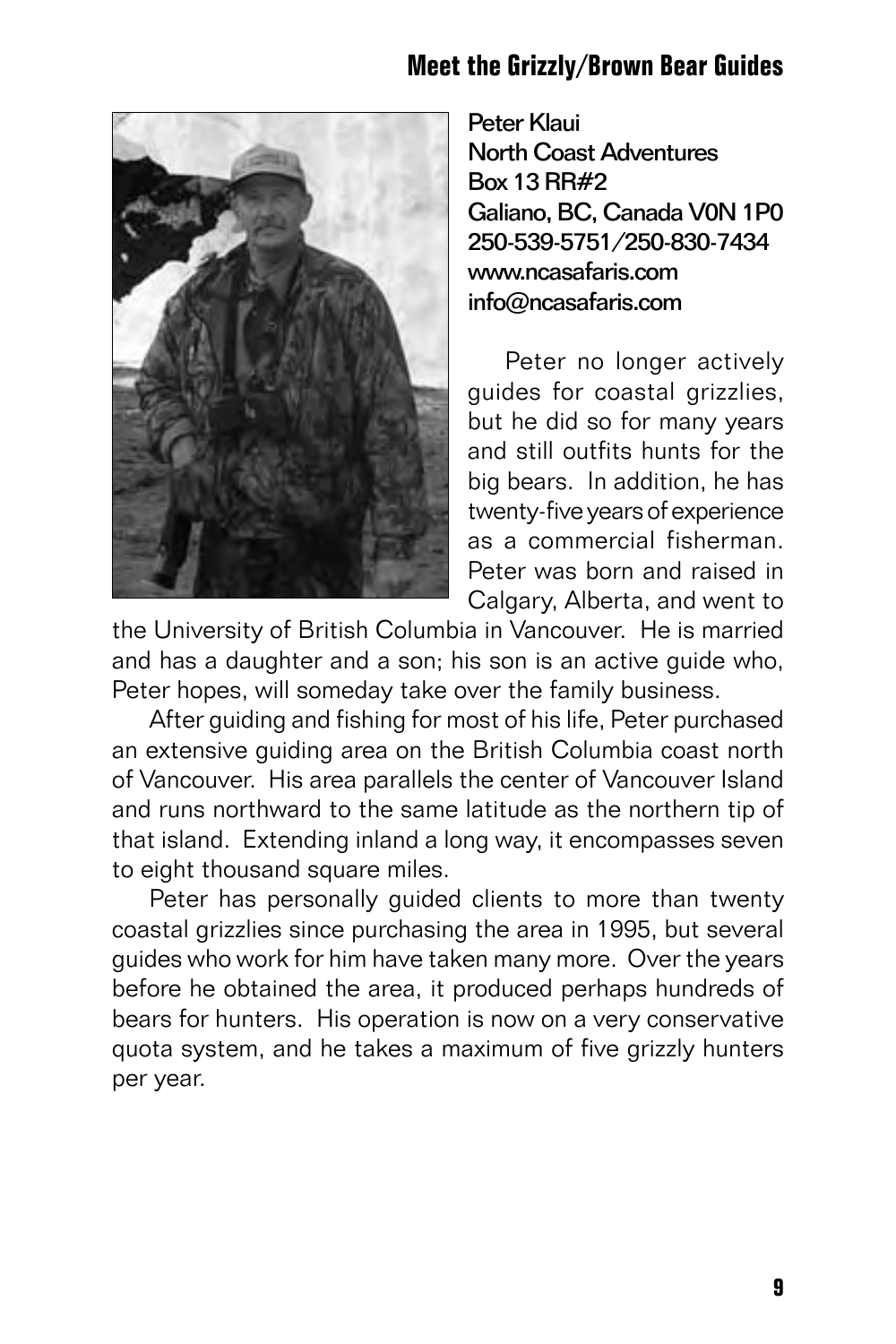Peter Klaui
North Coast Adventures
Box 13 RR#2
Galiano, BC, Canada V0N 1P0
250-539-5751/250-830-7434
www.ncasafaris.com
info@ncasafaris.com

Peter no longer actively guides for coastal grizzlies, but he did so for many years and still outfits hunts for the big bears. In addition, he has twenty-five years of experience as a commercial fisherman. Peter was born and raised in Calgary, Alberta, and went to the University of British Columbia in Vancouver. He is married and has a daughter and a son; his son is an active guide who, Peter hopes, will someday take over the family business.

After guiding and fishing for most of his life, Peter purchased an extensive guiding area on the British Columbia coast north of Vancouver. His area parallels the center of Vancouver Island and runs northward to the same latitude as the northern tip of that island. Extending inland a long way, it encompasses seven to eight thousand square miles.

Peter has personally guided clients to more than twenty coastal grizzlies since purchasing the area in 1995, but several guides who work for him have taken many more. Over the years before he obtained the area, it produced perhaps hundreds of bears for hunters. His operation is now on a very conservative quota system, and he takes a maximum of five grizzly hunters per year.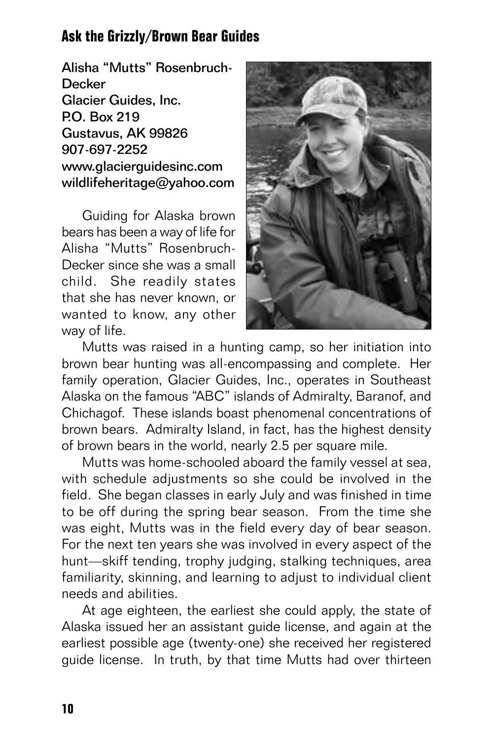## Ask the Grizzly/Brown Bear Guides

**Alisha "Mutts" Rosenbruch-Decker**
**Glacier Guides, Inc.**
**P.O. Box 219**
**Gustavus, AK 99826**
**907-697-2252**
**www.glacierguidesinc.com**
**wildlifeheritage@yahoo.com**

Guiding for Alaska brown bears has been a way of life for Alisha "Mutts" Rosenbruch-Decker since she was a small child. She readily states that she has never known, or wanted to know, any other way of life.

Mutts was raised in a hunting camp, so her initiation into brown bear hunting was all-encompassing and complete. Her family operation, Glacier Guides, Inc., operates in Southeast Alaska on the famous "ABC" islands of Admiralty, Baranof, and Chichagof. These islands boast phenomenal concentrations of brown bears. Admiralty Island, in fact, has the highest density of brown bears in the world, nearly 2.5 per square mile.

Mutts was home-schooled aboard the family vessel at sea, with schedule adjustments so she could be involved in the field. She began classes in early July and was finished in time to be off during the spring bear season. From the time she was eight, Mutts was in the field every day of bear season. For the next ten years she was involved in every aspect of the hunt—skiff tending, trophy judging, stalking techniques, area familiarity, skinning, and learning to adjust to individual client needs and abilities.

At age eighteen, the earliest she could apply, the state of Alaska issued her an assistant guide license, and again at the earliest possible age (twenty-one) she received her registered guide license. In truth, by that time Mutts had over thirteen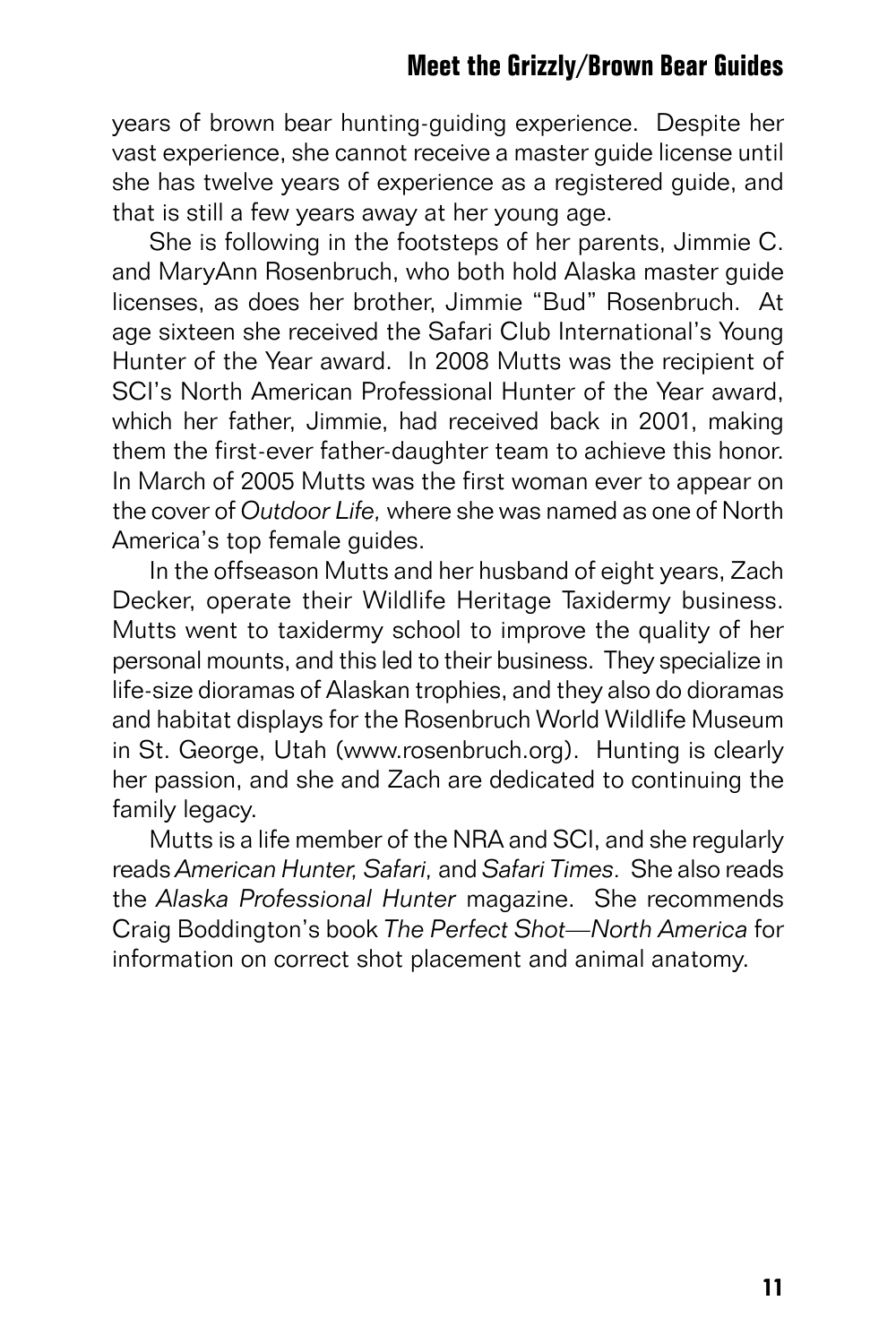years of brown bear hunting-guiding experience. Despite her vast experience, she cannot receive a master guide license until she has twelve years of experience as a registered guide, and that is still a few years away at her young age.

She is following in the footsteps of her parents, Jimmie C. and MaryAnn Rosenbruch, who both hold Alaska master guide licenses, as does her brother, Jimmie "Bud" Rosenbruch. At age sixteen she received the Safari Club International's Young Hunter of the Year award. In 2008 Mutts was the recipient of SCI's North American Professional Hunter of the Year award, which her father, Jimmie, had received back in 2001, making them the first-ever father-daughter team to achieve this honor. In March of 2005 Mutts was the first woman ever to appear on the cover of *Outdoor Life,* where she was named as one of North America's top female guides.

In the offseason Mutts and her husband of eight years, Zach Decker, operate their Wildlife Heritage Taxidermy business. Mutts went to taxidermy school to improve the quality of her personal mounts, and this led to their business. They specialize in life-size dioramas of Alaskan trophies, and they also do dioramas and habitat displays for the Rosenbruch World Wildlife Museum in St. George, Utah (www.rosenbruch.org). Hunting is clearly her passion, and she and Zach are dedicated to continuing the family legacy.

Mutts is a life member of the NRA and SCI, and she regularly reads *American Hunter, Safari,* and *Safari Times.* She also reads the *Alaska Professional Hunter* magazine. She recommends Craig Boddington's book *The Perfect Shot—North America* for information on correct shot placement and animal anatomy.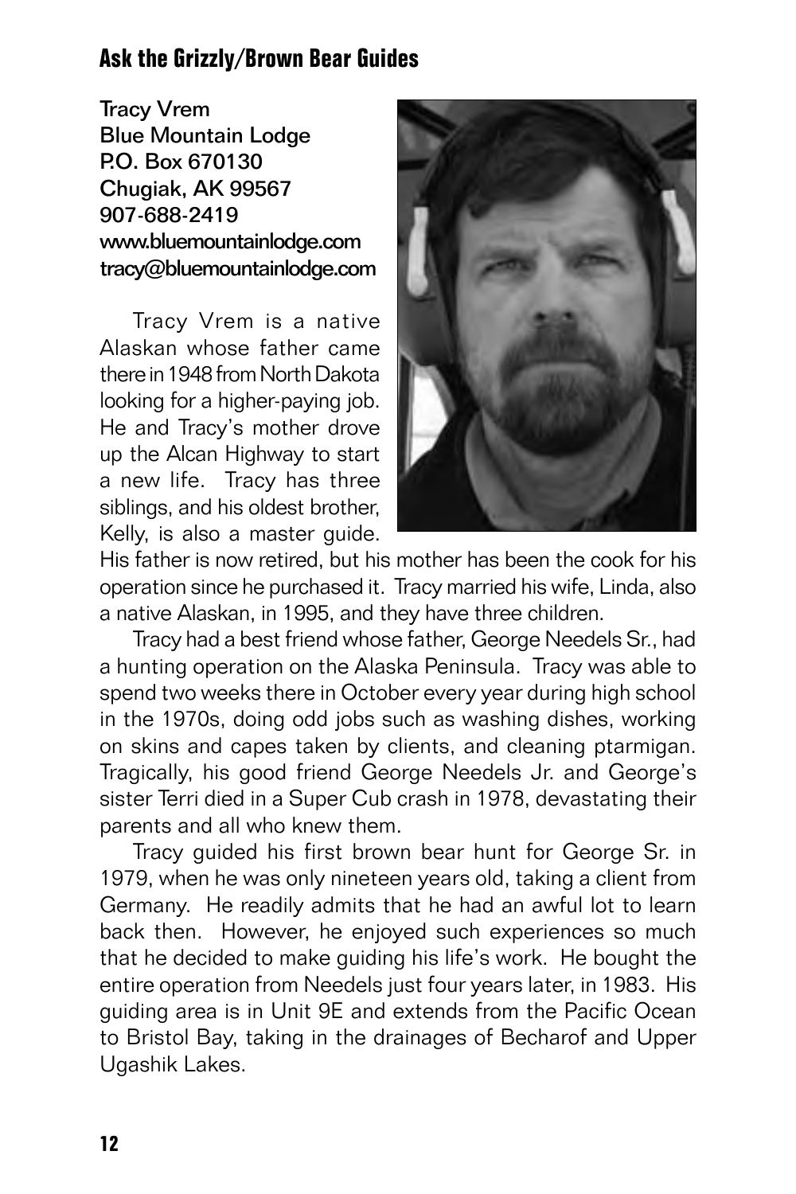## Ask the Grizzly/Brown Bear Guides

**Tracy Vrem**
**Blue Mountain Lodge**
**P.O. Box 670130**
**Chugiak, AK 99567**
**907-688-2419**
**www.bluemountainlodge.com**
**tracy@bluemountainlodge.com**

Tracy Vrem is a native Alaskan whose father came there in 1948 from North Dakota looking for a higher-paying job. He and Tracy's mother drove up the Alcan Highway to start a new life. Tracy has three siblings, and his oldest brother, Kelly, is also a master guide. His father is now retired, but his mother has been the cook for his operation since he purchased it. Tracy married his wife, Linda, also a native Alaskan, in 1995, and they have three children.

Tracy had a best friend whose father, George Needels Sr., had a hunting operation on the Alaska Peninsula. Tracy was able to spend two weeks there in October every year during high school in the 1970s, doing odd jobs such as washing dishes, working on skins and capes taken by clients, and cleaning ptarmigan. Tragically, his good friend George Needels Jr. and George's sister Terri died in a Super Cub crash in 1978, devastating their parents and all who knew them.

Tracy guided his first brown bear hunt for George Sr. in 1979, when he was only nineteen years old, taking a client from Germany. He readily admits that he had an awful lot to learn back then. However, he enjoyed such experiences so much that he decided to make guiding his life's work. He bought the entire operation from Needels just four years later, in 1983. His guiding area is in Unit 9E and extends from the Pacific Ocean to Bristol Bay, taking in the drainages of Becharof and Upper Ugashik Lakes.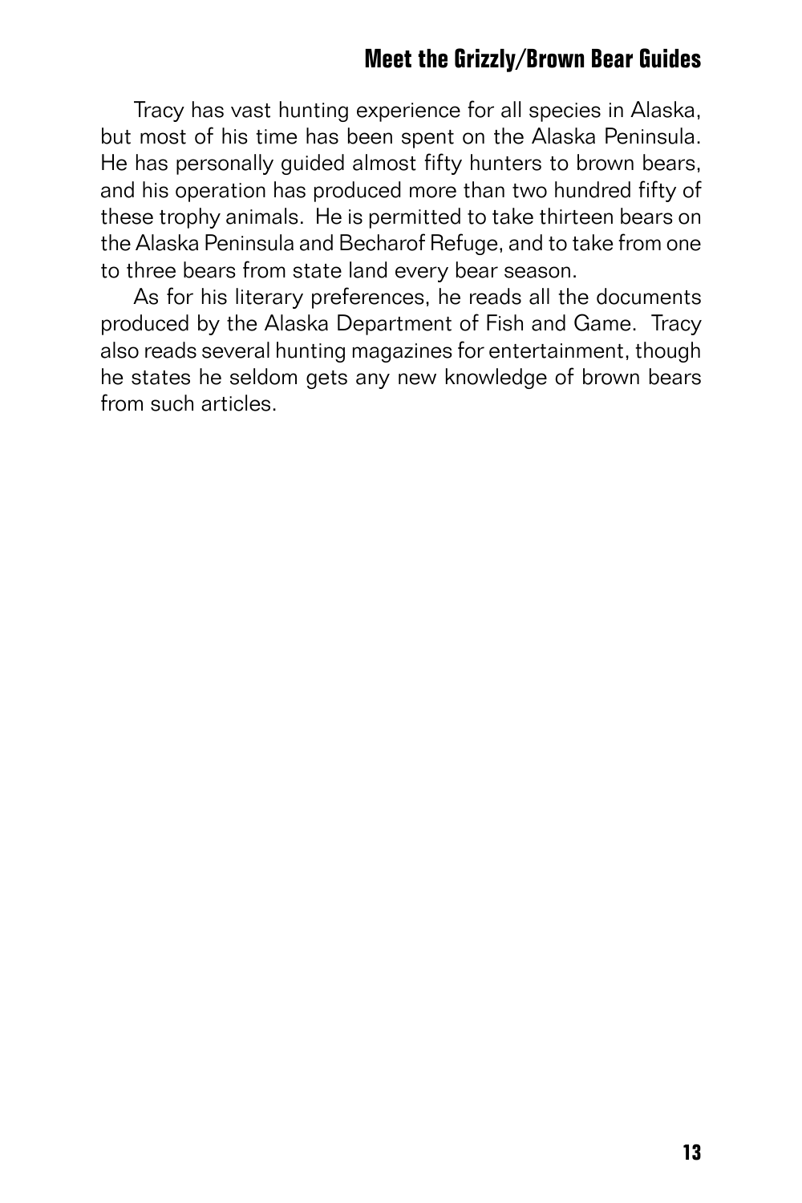Tracy has vast hunting experience for all species in Alaska, but most of his time has been spent on the Alaska Peninsula. He has personally guided almost fifty hunters to brown bears, and his operation has produced more than two hundred fifty of these trophy animals. He is permitted to take thirteen bears on the Alaska Peninsula and Becharof Refuge, and to take from one to three bears from state land every bear season.

As for his literary preferences, he reads all the documents produced by the Alaska Department of Fish and Game. Tracy also reads several hunting magazines for entertainment, though he states he seldom gets any new knowledge of brown bears from such articles.